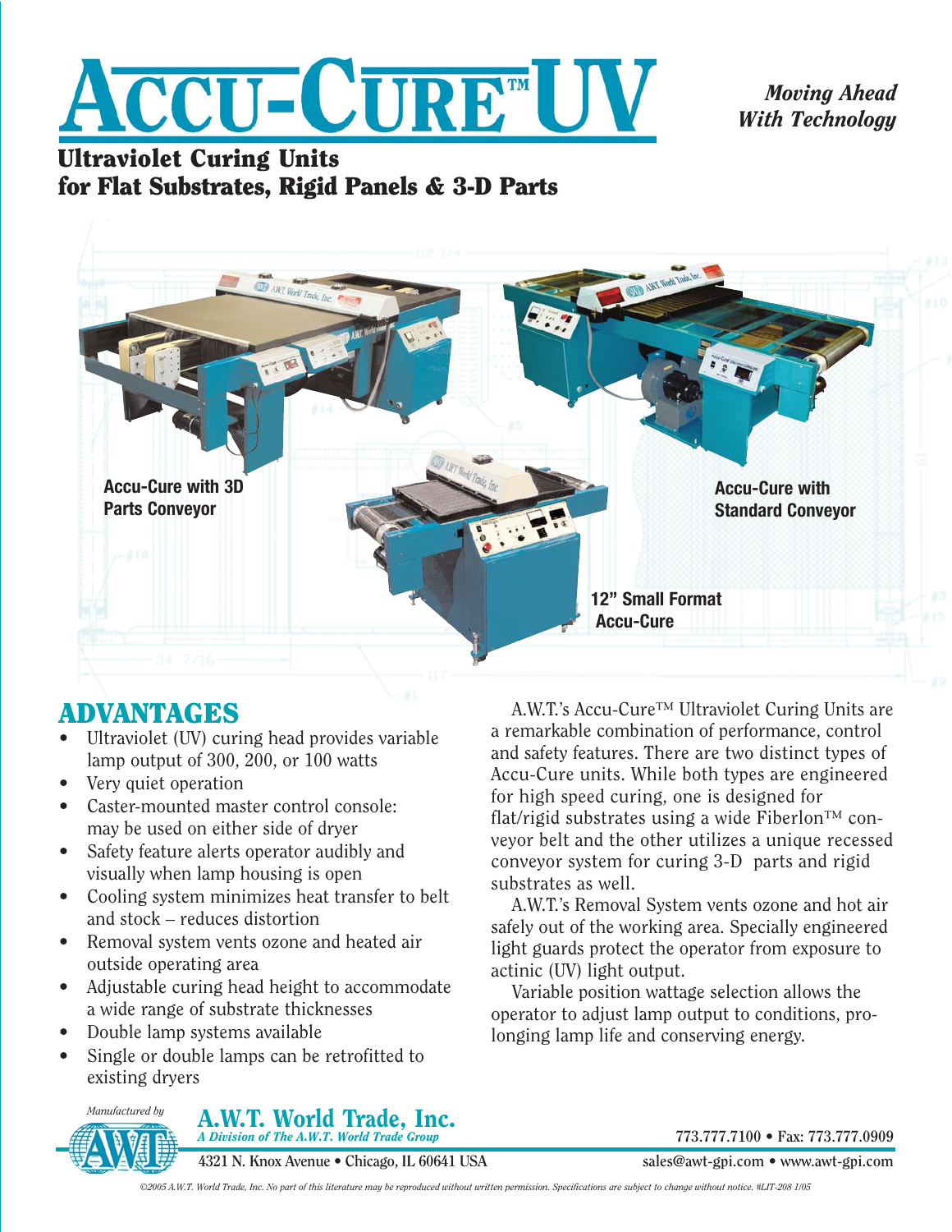# ACCU-CURE™ UV

*Moving Ahead With Technology*

## Ultraviolet Curing Units for Flat Substrates, Rigid Panels & 3-D Parts

Accu-Cure with 3D Parts Conveyor

Accu-Cure with Standard Conveyor

12" Small Format Accu-Cure

## ADVANTAGES

- Ultraviolet (UV) curing head provides variable lamp output of 300, 200, or 100 watts
- Very quiet operation
- Caster-mounted master control console: may be used on either side of dryer
- Safety feature alerts operator audibly and visually when lamp housing is open
- Cooling system minimizes heat transfer to belt and stock – reduces distortion
- Removal system vents ozone and heated air outside operating area
- Adjustable curing head height to accommodate a wide range of substrate thicknesses
- Double lamp systems available
- Single or double lamps can be retrofitted to existing dryers

A.W.T.'s Accu-Cure™ Ultraviolet Curing Units are a remarkable combination of performance, control and safety features. There are two distinct types of Accu-Cure units. While both types are engineered for high speed curing, one is designed for flat/rigid substrates using a wide Fiberlon™ conveyor belt and the other utilizes a unique recessed conveyor system for curing 3-D parts and rigid substrates as well.

A.W.T.'s Removal System vents ozone and hot air safely out of the working area. Specially engineered light guards protect the operator from exposure to actinic (UV) light output.

Variable position wattage selection allows the operator to adjust lamp output to conditions, prolonging lamp life and conserving energy.

*Manufactured by*

**A.W.T. World Trade, Inc.**
*A Division of The A.W.T. World Trade Group*

4321 N. Knox Avenue • Chicago, IL 60641 USA

773.777.7100 • Fax: 773.777.0909

sales@awt-gpi.com • www.awt-gpi.com

*©2005 A.W.T. World Trade, Inc. No part of this literature may be reproduced without written permission. Specifications are subject to change without notice. #LIT-208 1/05*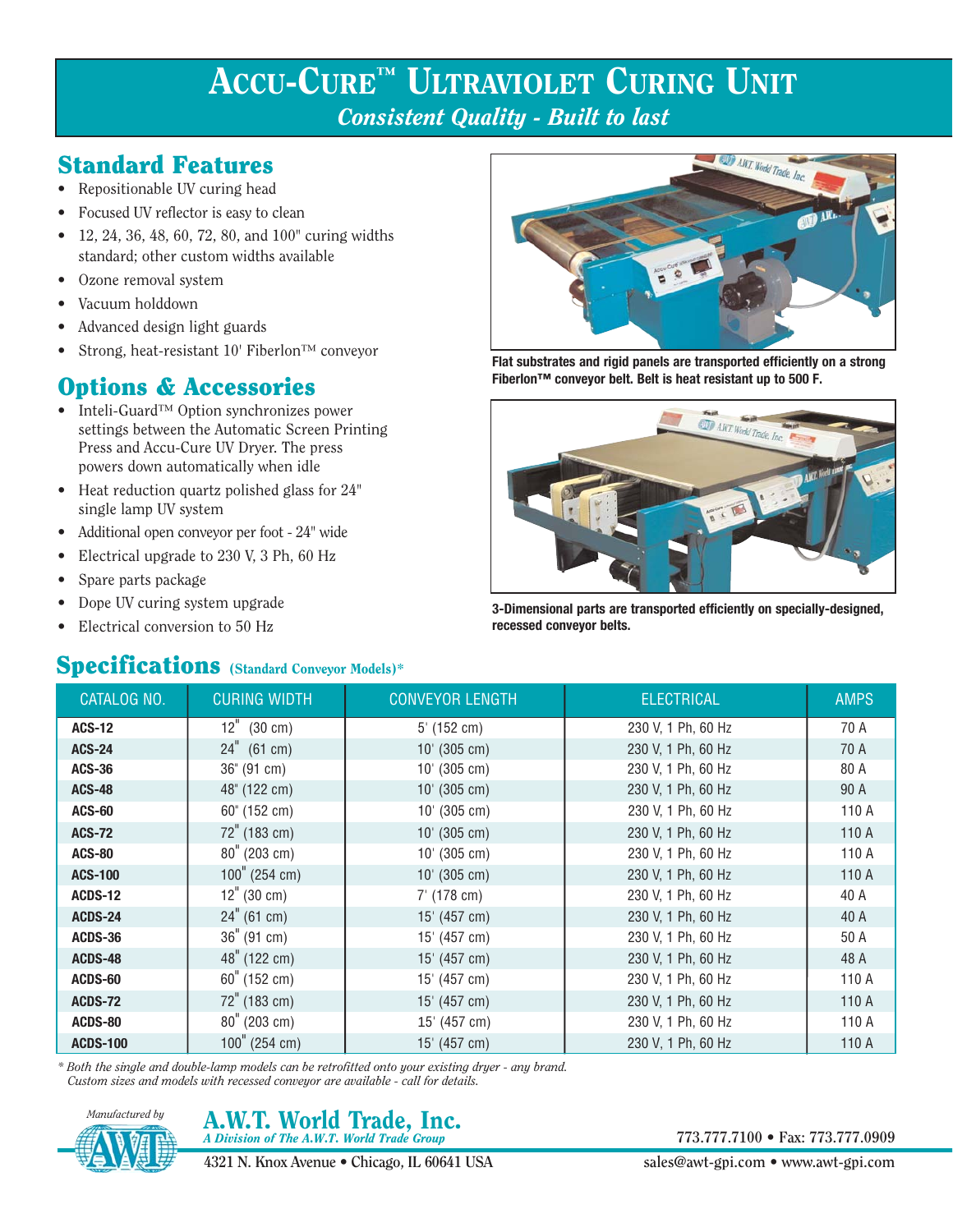# Accu-Cure™ Ultraviolet Curing Unit

*Consistent Quality - Built to last*

## Standard Features

- Repositionable UV curing head
- Focused UV reflector is easy to clean
- 12, 24, 36, 48, 60, 72, 80, and 100" curing widths standard; other custom widths available
- Ozone removal system
- Vacuum holddown
- Advanced design light guards
- Strong, heat-resistant 10' Fiberlon™ conveyor

## Options & Accessories

- Inteli-Guard™ Option synchronizes power settings between the Automatic Screen Printing Press and Accu-Cure UV Dryer. The press powers down automatically when idle
- Heat reduction quartz polished glass for 24" single lamp UV system
- Additional open conveyor per foot - 24" wide
- Electrical upgrade to 230 V, 3 Ph, 60 Hz
- Spare parts package
- Dope UV curing system upgrade
- Electrical conversion to 50 Hz

**Flat substrates and rigid panels are transported efficiently on a strong Fiberlon™ conveyor belt. Belt is heat resistant up to 500 F.**

**3-Dimensional parts are transported efficiently on specially-designed, recessed conveyor belts.**

## Specifications (Standard Conveyor Models)*

| CATALOG NO. | CURING WIDTH | CONVEYOR LENGTH | ELECTRICAL | AMPS |
|---|---|---|---|---|
| **ACS-12** | 12" (30 cm) | 5' (152 cm) | 230 V, 1 Ph, 60 Hz | 70 A |
| **ACS-24** | 24" (61 cm) | 10' (305 cm) | 230 V, 1 Ph, 60 Hz | 70 A |
| **ACS-36** | 36" (91 cm) | 10' (305 cm) | 230 V, 1 Ph, 60 Hz | 80 A |
| **ACS-48** | 48" (122 cm) | 10' (305 cm) | 230 V, 1 Ph, 60 Hz | 90 A |
| **ACS-60** | 60" (152 cm) | 10' (305 cm) | 230 V, 1 Ph, 60 Hz | 110 A |
| **ACS-72** | 72" (183 cm) | 10' (305 cm) | 230 V, 1 Ph, 60 Hz | 110 A |
| **ACS-80** | 80" (203 cm) | 10' (305 cm) | 230 V, 1 Ph, 60 Hz | 110 A |
| **ACS-100** | 100" (254 cm) | 10' (305 cm) | 230 V, 1 Ph, 60 Hz | 110 A |
| **ACDS-12** | 12" (30 cm) | 7' (178 cm) | 230 V, 1 Ph, 60 Hz | 40 A |
| **ACDS-24** | 24" (61 cm) | 15' (457 cm) | 230 V, 1 Ph, 60 Hz | 40 A |
| **ACDS-36** | 36" (91 cm) | 15' (457 cm) | 230 V, 1 Ph, 60 Hz | 50 A |
| **ACDS-48** | 48" (122 cm) | 15' (457 cm) | 230 V, 1 Ph, 60 Hz | 48 A |
| **ACDS-60** | 60" (152 cm) | 15' (457 cm) | 230 V, 1 Ph, 60 Hz | 110 A |
| **ACDS-72** | 72" (183 cm) | 15' (457 cm) | 230 V, 1 Ph, 60 Hz | 110 A |
| **ACDS-80** | 80" (203 cm) | 15' (457 cm) | 230 V, 1 Ph, 60 Hz | 110 A |
| **ACDS-100** | 100" (254 cm) | 15' (457 cm) | 230 V, 1 Ph, 60 Hz | 110 A |

*\* Both the single and double-lamp models can be retrofitted onto your existing dryer - any brand. Custom sizes and models with recessed conveyor are available - call for details.*

*Manufactured by*

**A.W.T. World Trade, Inc.**
*A Division of The A.W.T. World Trade Group*

4321 N. Knox Avenue • Chicago, IL 60641 USA

773.777.7100 • Fax: 773.777.0909

sales@awt-gpi.com • www.awt-gpi.com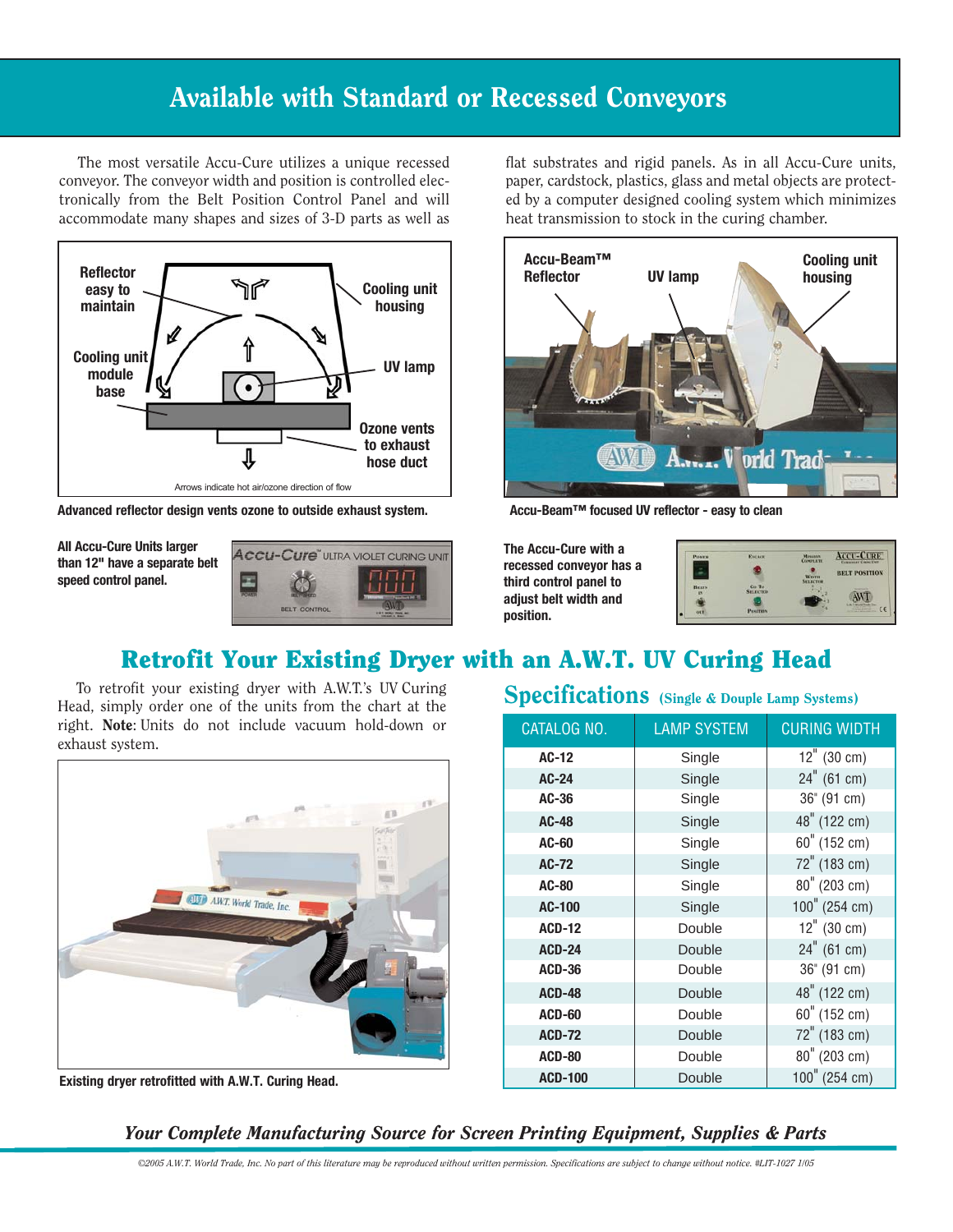## Available with Standard or Recessed Conveyors

The most versatile Accu-Cure utilizes a unique recessed conveyor. The conveyor width and position is controlled electronically from the Belt Position Control Panel and will accommodate many shapes and sizes of 3-D parts as well as flat substrates and rigid panels. As in all Accu-Cure units, paper, cardstock, plastics, glass and metal objects are protected by a computer designed cooling system which minimizes heat transmission to stock in the curing chamber.

Reflector easy to maintain

Cooling unit housing

Cooling unit module base

UV lamp

Ozone vents to exhaust hose duct

Arrows indicate hot air/ozone direction of flow

**Advanced reflector design vents ozone to outside exhaust system.**

Accu-Beam™ Reflector

UV lamp

Cooling unit housing

**Accu-Beam™ focused UV reflector - easy to clean**

**All Accu-Cure Units larger than 12" have a separate belt speed control panel.**

**The Accu-Cure with a recessed conveyor has a third control panel to adjust belt width and position.**

## Retrofit Your Existing Dryer with an A.W.T. UV Curing Head

To retrofit your existing dryer with A.W.T.'s UV Curing Head, simply order one of the units from the chart at the right. **Note**: Units do not include vacuum hold-down or exhaust system.

**Existing dryer retrofitted with A.W.T. Curing Head.**

### Specifications (Single & Douple Lamp Systems)

| CATALOG NO. | LAMP SYSTEM | CURING WIDTH |
|---|---|---|
| **AC-12** | Single | 12" (30 cm) |
| **AC-24** | Single | 24" (61 cm) |
| **AC-36** | Single | 36" (91 cm) |
| **AC-48** | Single | 48" (122 cm) |
| **AC-60** | Single | 60" (152 cm) |
| **AC-72** | Single | 72" (183 cm) |
| **AC-80** | Single | 80" (203 cm) |
| **AC-100** | Single | 100" (254 cm) |
| **ACD-12** | Double | 12" (30 cm) |
| **ACD-24** | Double | 24" (61 cm) |
| **ACD-36** | Double | 36" (91 cm) |
| **ACD-48** | Double | 48" (122 cm) |
| **ACD-60** | Double | 60" (152 cm) |
| **ACD-72** | Double | 72" (183 cm) |
| **ACD-80** | Double | 80" (203 cm) |
| **ACD-100** | Double | 100" (254 cm) |

*Your Complete Manufacturing Source for Screen Printing Equipment, Supplies & Parts*

*©2005 A.W.T. World Trade, Inc. No part of this literature may be reproduced without written permission. Specifications are subject to change without notice. #LIT-1027 1/05*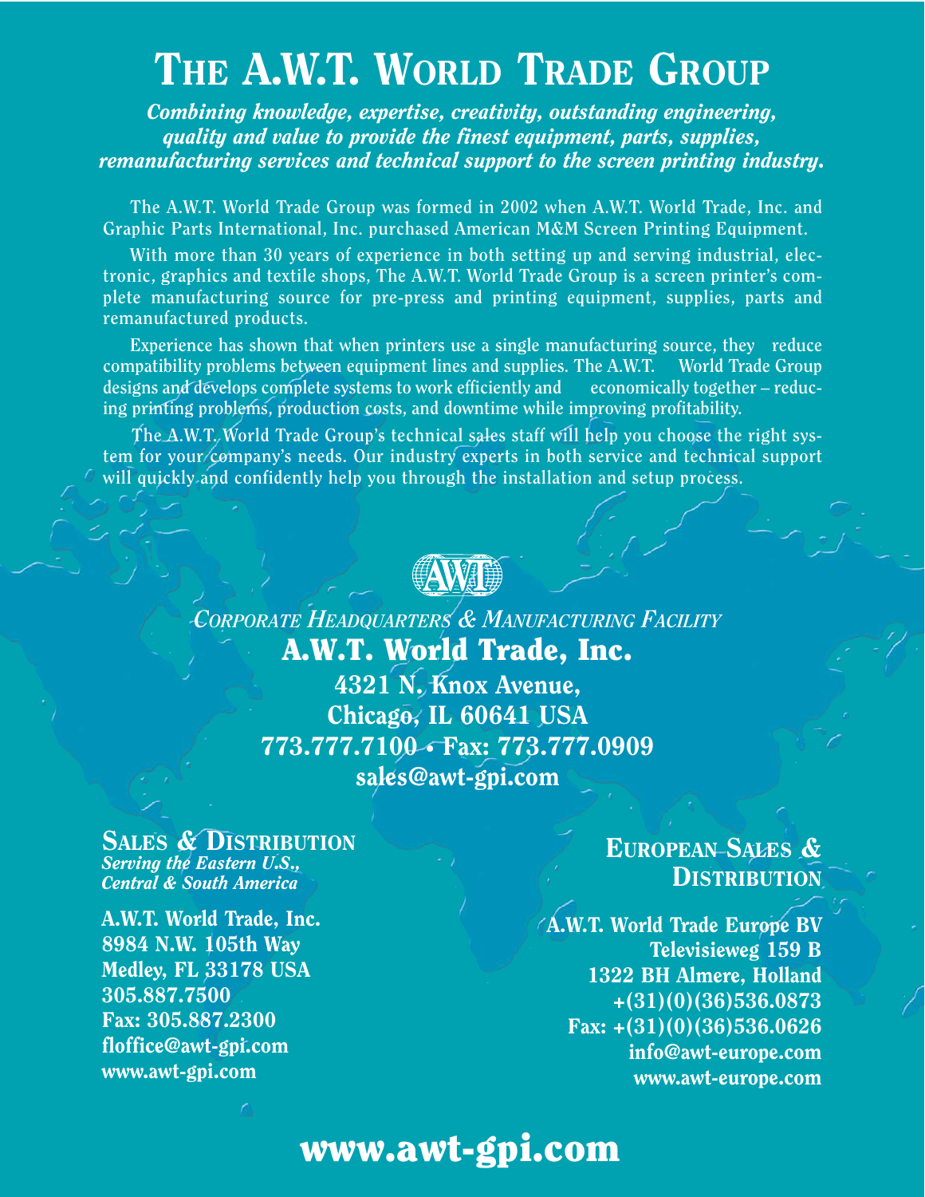# The A.W.T. World Trade Group

***Combining knowledge, expertise, creativity, outstanding engineering, quality and value to provide the finest equipment, parts, supplies, remanufacturing services and technical support to the screen printing industry.***

The A.W.T. World Trade Group was formed in 2002 when A.W.T. World Trade, Inc. and Graphic Parts International, Inc. purchased American M&M Screen Printing Equipment.

With more than 30 years of experience in both setting up and serving industrial, electronic, graphics and textile shops, The A.W.T. World Trade Group is a screen printer's complete manufacturing source for pre-press and printing equipment, supplies, parts and remanufactured products.

Experience has shown that when printers use a single manufacturing source, they reduce compatibility problems between equipment lines and supplies. The A.W.T. World Trade Group designs and develops complete systems to work efficiently and economically together – reducing printing problems, production costs, and downtime while improving profitability.

The A.W.T. World Trade Group's technical sales staff will help you choose the right system for your company's needs. Our industry experts in both service and technical support will quickly and confidently help you through the installation and setup process.

AWT

*Corporate Headquarters & Manufacturing Facility*

**A.W.T. World Trade, Inc.**
**4321 N. Knox Avenue,**
**Chicago, IL 60641 USA**
**773.777.7100 • Fax: 773.777.0909**
**sales@awt-gpi.com**

## Sales & Distribution

*Serving the Eastern U.S., Central & South America*

**A.W.T. World Trade, Inc.**
**8984 N.W. 105th Way**
**Medley, FL 33178 USA**
**305.887.7500**
**Fax: 305.887.2300**
**floffice@awt-gpi.com**
**www.awt-gpi.com**

## European Sales & Distribution

**A.W.T. World Trade Europe BV**
**Televisieweg 159 B**
**1322 BH Almere, Holland**
**+(31)(0)(36)536.0873**
**Fax: +(31)(0)(36)536.0626**
**info@awt-europe.com**
**www.awt-europe.com**

**www.awt-gpi.com**